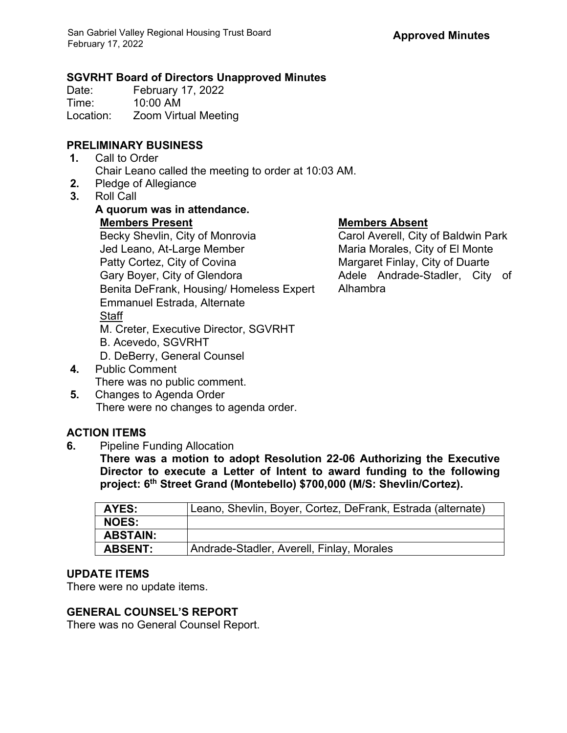**Approved Minutes**

## SGVRHT Board of Directors Unapproved Minutes

Date: February 17, 2022
Time: 10:00 AM
Location: Zoom Virtual Meeting

## PRELIMINARY BUSINESS

1. Call to Order
   Chair Leano called the meeting to order at 10:03 AM.
2. Pledge of Allegiance
3. Roll Call
   **A quorum was in attendance.**

   **Members Present**
   Becky Shevlin, City of Monrovia
   Jed Leano, At-Large Member
   Patty Cortez, City of Covina
   Gary Boyer, City of Glendora
   Benita DeFrank, Housing/ Homeless Expert
   Emmanuel Estrada, Alternate

   Staff
   M. Creter, Executive Director, SGVRHT
   B. Acevedo, SGVRHT
   D. DeBerry, General Counsel

   **Members Absent**
   Carol Averell, City of Baldwin Park
   Maria Morales, City of El Monte
   Margaret Finlay, City of Duarte
   Adele Andrade-Stadler, City of Alhambra
4. Public Comment
   There was no public comment.
5. Changes to Agenda Order
   There were no changes to agenda order.

## ACTION ITEMS

6. Pipeline Funding Allocation
   **There was a motion to adopt Resolution 22-06 Authorizing the Executive Director to execute a Letter of Intent to award funding to the following project: 6th Street Grand (Montebello) $700,000 (M/S: Shevlin/Cortez).**

| AYES: | Leano, Shevlin, Boyer, Cortez, DeFrank, Estrada (alternate) |
|---|---|
| NOES: | |
| ABSTAIN: | |
| ABSENT: | Andrade-Stadler, Averell, Finlay, Morales |

## UPDATE ITEMS

There were no update items.

## GENERAL COUNSEL'S REPORT

There was no General Counsel Report.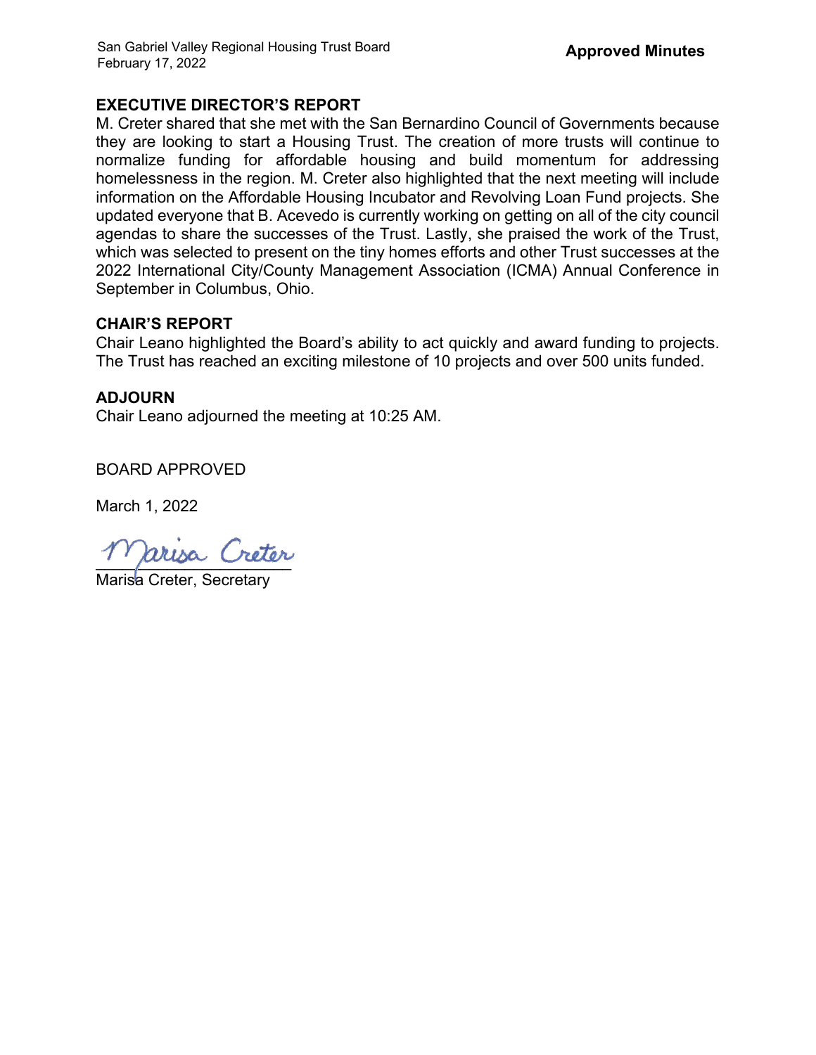**EXECUTIVE DIRECTOR'S REPORT**

M. Creter shared that she met with the San Bernardino Council of Governments because they are looking to start a Housing Trust. The creation of more trusts will continue to normalize funding for affordable housing and build momentum for addressing homelessness in the region. M. Creter also highlighted that the next meeting will include information on the Affordable Housing Incubator and Revolving Loan Fund projects. She updated everyone that B. Acevedo is currently working on getting on all of the city council agendas to share the successes of the Trust. Lastly, she praised the work of the Trust, which was selected to present on the tiny homes efforts and other Trust successes at the 2022 International City/County Management Association (ICMA) Annual Conference in September in Columbus, Ohio.

**CHAIR'S REPORT**

Chair Leano highlighted the Board's ability to act quickly and award funding to projects. The Trust has reached an exciting milestone of 10 projects and over 500 units funded.

**ADJOURN**

Chair Leano adjourned the meeting at 10:25 AM.

BOARD APPROVED

March 1, 2022

Marisa Creter

Marisa Creter, Secretary